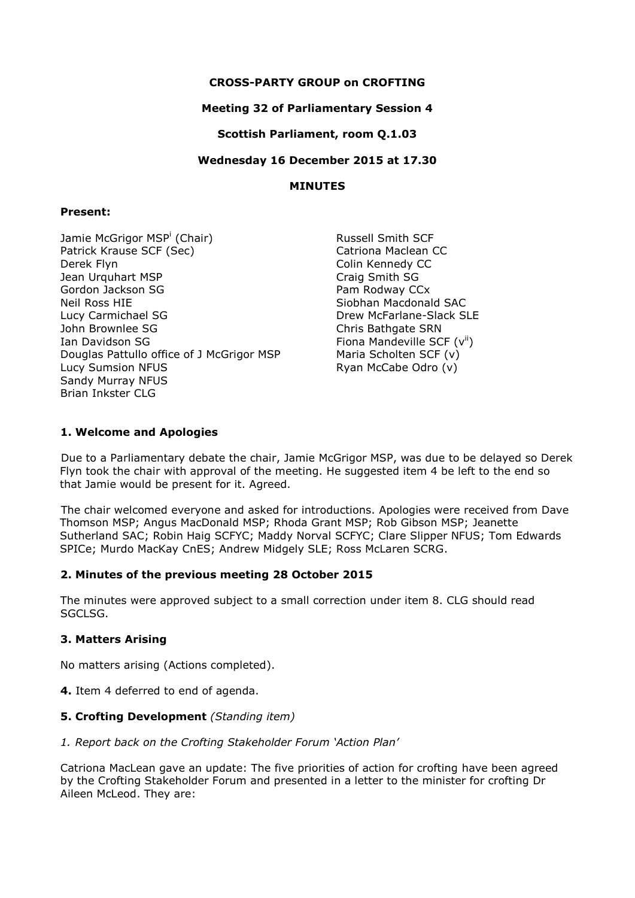**CROSS-PARTY GROUP on CROFTING**

**Meeting 32 of Parliamentary Session 4**

**Scottish Parliament, room Q.1.03**

**Wednesday 16 December 2015 at 17.30**

**MINUTES**

**Present:**

Jamie McGrigor MSP[i] (Chair)
Patrick Krause SCF (Sec)
Derek Flyn
Jean Urquhart MSP
Gordon Jackson SG
Neil Ross HIE
Lucy Carmichael SG
John Brownlee SG
Ian Davidson SG
Douglas Pattullo office of J McGrigor MSP
Lucy Sumsion NFUS
Sandy Murray NFUS
Brian Inkster CLG
Russell Smith SCF
Catriona Maclean CC
Colin Kennedy CC
Craig Smith SG
Pam Rodway CCx
Siobhan Macdonald SAC
Drew McFarlane-Slack SLE
Chris Bathgate SRN
Fiona Mandeville SCF (v[ii])
Maria Scholten SCF (v)
Ryan McCabe Odro (v)

## 1. Welcome and Apologies

Due to a Parliamentary debate the chair, Jamie McGrigor MSP, was due to be delayed so Derek Flyn took the chair with approval of the meeting. He suggested item 4 be left to the end so that Jamie would be present for it. Agreed.

The chair welcomed everyone and asked for introductions. Apologies were received from Dave Thomson MSP; Angus MacDonald MSP; Rhoda Grant MSP; Rob Gibson MSP; Jeanette Sutherland SAC; Robin Haig SCFYC; Maddy Norval SCFYC; Clare Slipper NFUS; Tom Edwards SPICe; Murdo MacKay CnES; Andrew Midgely SLE; Ross McLaren SCRG.

## 2. Minutes of the previous meeting 28 October 2015

The minutes were approved subject to a small correction under item 8. CLG should read SGCLSG.

## 3. Matters Arising

No matters arising (Actions completed).

**4.** Item 4 deferred to end of agenda.

## 5. Crofting Development *(Standing item)*

*1. Report back on the Crofting Stakeholder Forum 'Action Plan'*

Catriona MacLean gave an update: The five priorities of action for crofting have been agreed by the Crofting Stakeholder Forum and presented in a letter to the minister for crofting Dr Aileen McLeod. They are: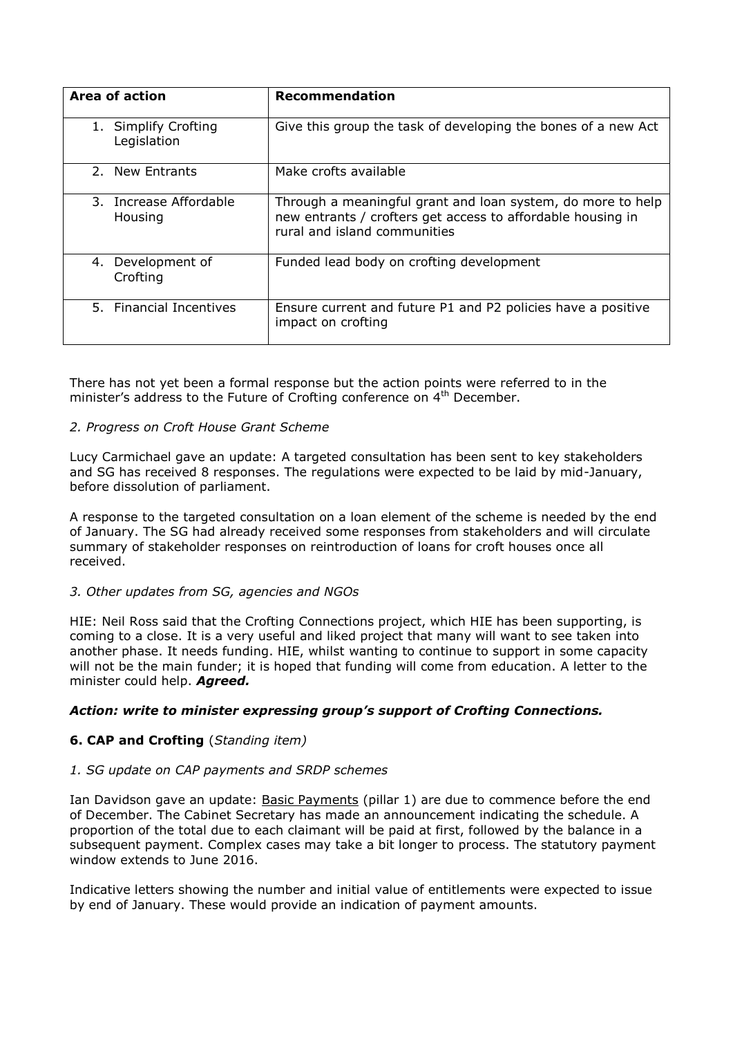| Area of action | Recommendation |
| --- | --- |
| 1. Simplify Crofting Legislation | Give this group the task of developing the bones of a new Act |
| 2. New Entrants | Make crofts available |
| 3. Increase Affordable Housing | Through a meaningful grant and loan system, do more to help new entrants / crofters get access to affordable housing in rural and island communities |
| 4. Development of Crofting | Funded lead body on crofting development |
| 5. Financial Incentives | Ensure current and future P1 and P2 policies have a positive impact on crofting |

There has not yet been a formal response but the action points were referred to in the minister's address to the Future of Crofting conference on 4th December.

*2. Progress on Croft House Grant Scheme*

Lucy Carmichael gave an update: A targeted consultation has been sent to key stakeholders and SG has received 8 responses. The regulations were expected to be laid by mid-January, before dissolution of parliament.

A response to the targeted consultation on a loan element of the scheme is needed by the end of January. The SG had already received some responses from stakeholders and will circulate summary of stakeholder responses on reintroduction of loans for croft houses once all received.

*3. Other updates from SG, agencies and NGOs*

HIE: Neil Ross said that the Crofting Connections project, which HIE has been supporting, is coming to a close. It is a very useful and liked project that many will want to see taken into another phase. It needs funding. HIE, whilst wanting to continue to support in some capacity will not be the main funder; it is hoped that funding will come from education. A letter to the minister could help. ***Agreed.***

***Action: write to minister expressing group's support of Crofting Connections.***

**6. CAP and Crofting** (*Standing item*)

*1. SG update on CAP payments and SRDP schemes*

Ian Davidson gave an update: Basic Payments (pillar 1) are due to commence before the end of December. The Cabinet Secretary has made an announcement indicating the schedule. A proportion of the total due to each claimant will be paid at first, followed by the balance in a subsequent payment. Complex cases may take a bit longer to process. The statutory payment window extends to June 2016.

Indicative letters showing the number and initial value of entitlements were expected to issue by end of January. These would provide an indication of payment amounts.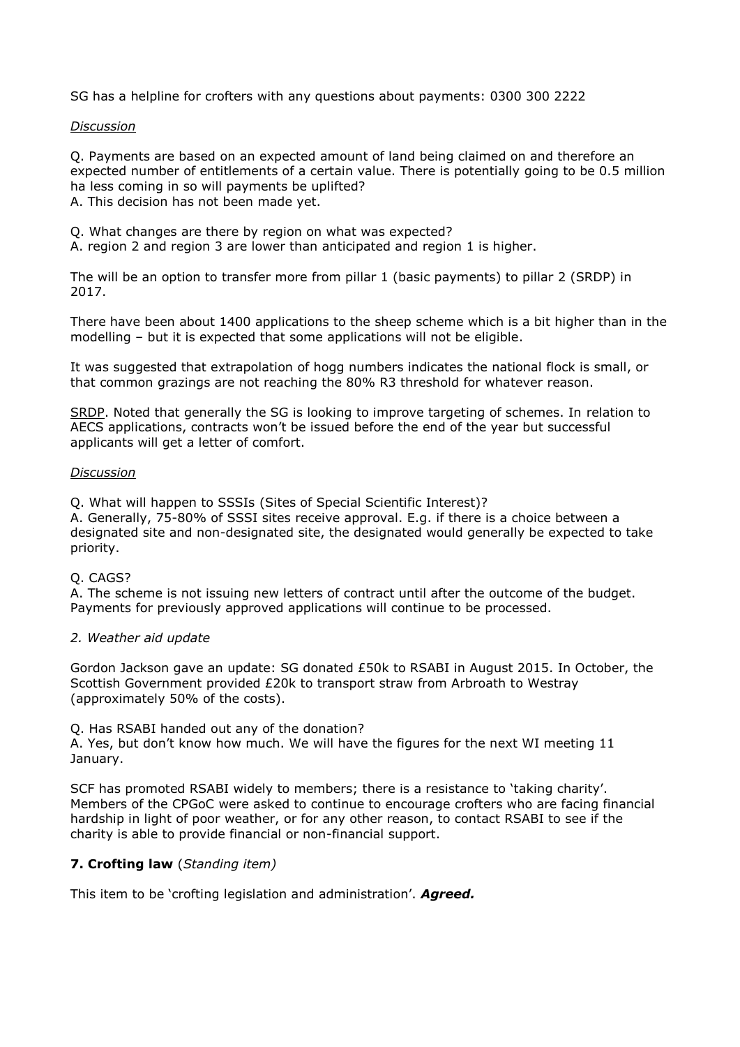SG has a helpline for crofters with any questions about payments: 0300 300 2222

*Discussion*

Q. Payments are based on an expected amount of land being claimed on and therefore an expected number of entitlements of a certain value. There is potentially going to be 0.5 million ha less coming in so will payments be uplifted?
A. This decision has not been made yet.

Q. What changes are there by region on what was expected?
A. region 2 and region 3 are lower than anticipated and region 1 is higher.

The will be an option to transfer more from pillar 1 (basic payments) to pillar 2 (SRDP) in 2017.

There have been about 1400 applications to the sheep scheme which is a bit higher than in the modelling – but it is expected that some applications will not be eligible.

It was suggested that extrapolation of hogg numbers indicates the national flock is small, or that common grazings are not reaching the 80% R3 threshold for whatever reason.

SRDP. Noted that generally the SG is looking to improve targeting of schemes. In relation to AECS applications, contracts won't be issued before the end of the year but successful applicants will get a letter of comfort.

*Discussion*

Q. What will happen to SSSIs (Sites of Special Scientific Interest)?
A. Generally, 75-80% of SSSI sites receive approval. E.g. if there is a choice between a designated site and non-designated site, the designated would generally be expected to take priority.

Q. CAGS?
A. The scheme is not issuing new letters of contract until after the outcome of the budget. Payments for previously approved applications will continue to be processed.

*2. Weather aid update*

Gordon Jackson gave an update: SG donated £50k to RSABI in August 2015. In October, the Scottish Government provided £20k to transport straw from Arbroath to Westray (approximately 50% of the costs).

Q. Has RSABI handed out any of the donation?
A. Yes, but don't know how much. We will have the figures for the next WI meeting 11 January.

SCF has promoted RSABI widely to members; there is a resistance to 'taking charity'. Members of the CPGoC were asked to continue to encourage crofters who are facing financial hardship in light of poor weather, or for any other reason, to contact RSABI to see if the charity is able to provide financial or non-financial support.

**7. Crofting law** (*Standing item)*

This item to be 'crofting legislation and administration'. ***Agreed.***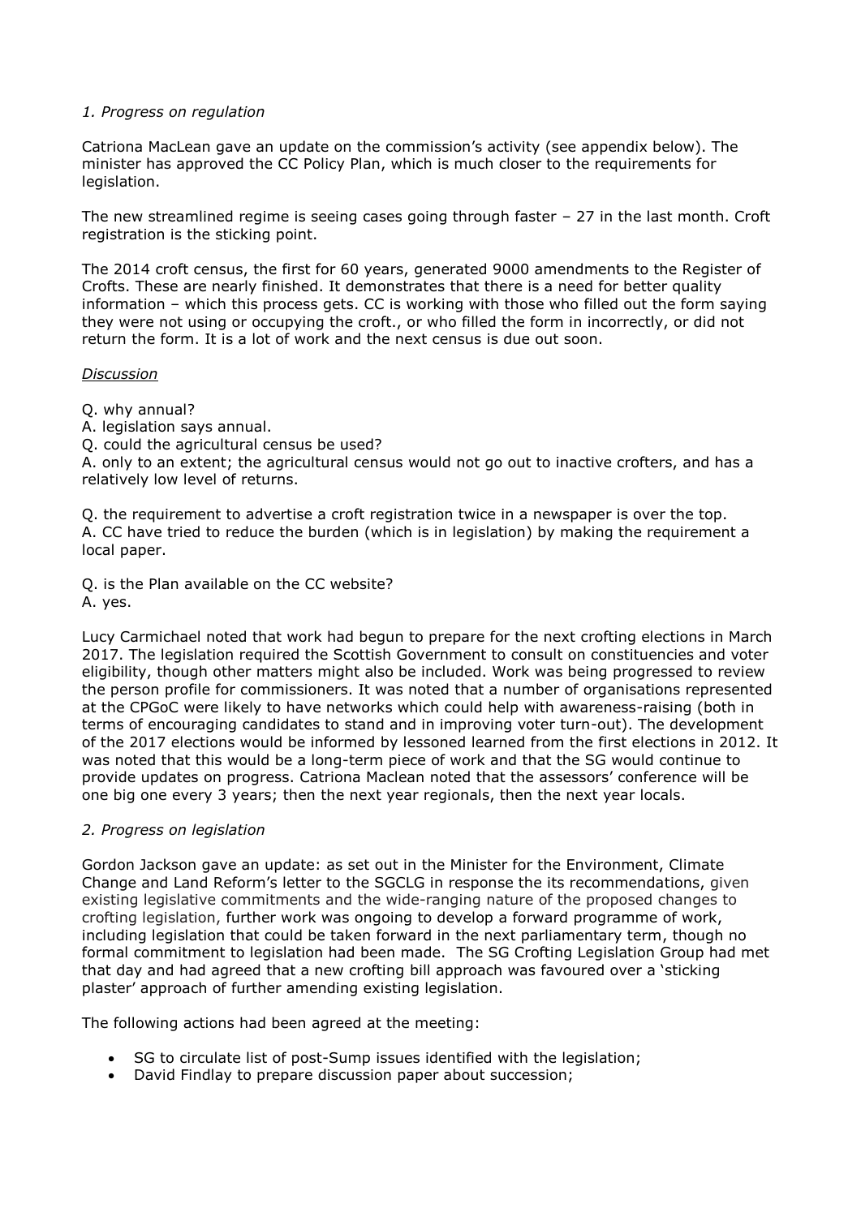*1. Progress on regulation*

Catriona MacLean gave an update on the commission's activity (see appendix below). The minister has approved the CC Policy Plan, which is much closer to the requirements for legislation.

The new streamlined regime is seeing cases going through faster – 27 in the last month. Croft registration is the sticking point.

The 2014 croft census, the first for 60 years, generated 9000 amendments to the Register of Crofts. These are nearly finished. It demonstrates that there is a need for better quality information – which this process gets. CC is working with those who filled out the form saying they were not using or occupying the croft., or who filled the form in incorrectly, or did not return the form. It is a lot of work and the next census is due out soon.

*Discussion*

Q. why annual?
A. legislation says annual.
Q. could the agricultural census be used?
A. only to an extent; the agricultural census would not go out to inactive crofters, and has a relatively low level of returns.

Q. the requirement to advertise a croft registration twice in a newspaper is over the top.
A. CC have tried to reduce the burden (which is in legislation) by making the requirement a local paper.

Q. is the Plan available on the CC website?
A. yes.

Lucy Carmichael noted that work had begun to prepare for the next crofting elections in March 2017. The legislation required the Scottish Government to consult on constituencies and voter eligibility, though other matters might also be included. Work was being progressed to review the person profile for commissioners. It was noted that a number of organisations represented at the CPGoC were likely to have networks which could help with awareness-raising (both in terms of encouraging candidates to stand and in improving voter turn-out). The development of the 2017 elections would be informed by lessoned learned from the first elections in 2012. It was noted that this would be a long-term piece of work and that the SG would continue to provide updates on progress. Catriona Maclean noted that the assessors' conference will be one big one every 3 years; then the next year regionals, then the next year locals.

*2. Progress on legislation*

Gordon Jackson gave an update: as set out in the Minister for the Environment, Climate Change and Land Reform's letter to the SGCLG in response the its recommendations, given existing legislative commitments and the wide-ranging nature of the proposed changes to crofting legislation, further work was ongoing to develop a forward programme of work, including legislation that could be taken forward in the next parliamentary term, though no formal commitment to legislation had been made. The SG Crofting Legislation Group had met that day and had agreed that a new crofting bill approach was favoured over a 'sticking plaster' approach of further amending existing legislation.

The following actions had been agreed at the meeting:

- SG to circulate list of post-Sump issues identified with the legislation;
- David Findlay to prepare discussion paper about succession;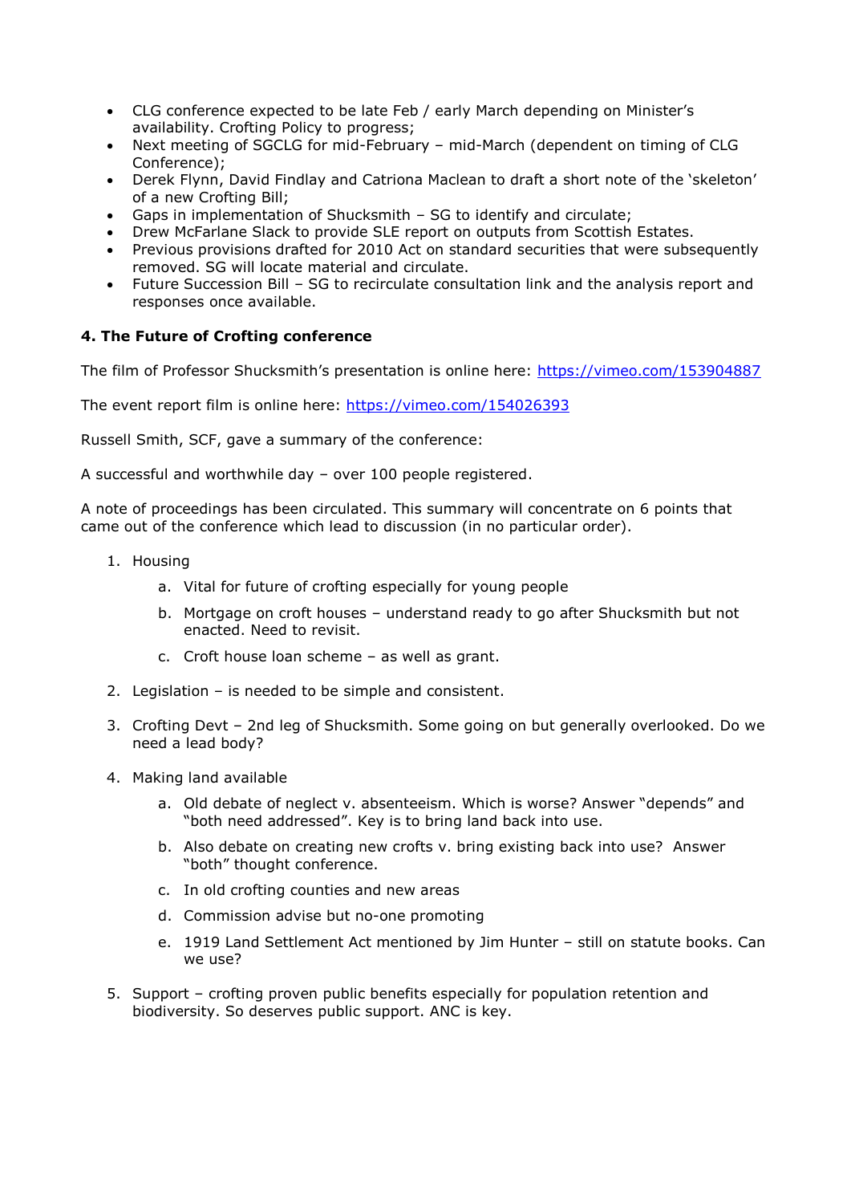- CLG conference expected to be late Feb / early March depending on Minister's availability. Crofting Policy to progress;
- Next meeting of SGCLG for mid-February – mid-March (dependent on timing of CLG Conference);
- Derek Flynn, David Findlay and Catriona Maclean to draft a short note of the 'skeleton' of a new Crofting Bill;
- Gaps in implementation of Shucksmith – SG to identify and circulate;
- Drew McFarlane Slack to provide SLE report on outputs from Scottish Estates.
- Previous provisions drafted for 2010 Act on standard securities that were subsequently removed. SG will locate material and circulate.
- Future Succession Bill – SG to recirculate consultation link and the analysis report and responses once available.

**4. The Future of Crofting conference**

The film of Professor Shucksmith's presentation is online here: https://vimeo.com/153904887

The event report film is online here: https://vimeo.com/154026393

Russell Smith, SCF, gave a summary of the conference:

A successful and worthwhile day – over 100 people registered.

A note of proceedings has been circulated. This summary will concentrate on 6 points that came out of the conference which lead to discussion (in no particular order).

1. Housing
    a. Vital for future of crofting especially for young people
    b. Mortgage on croft houses – understand ready to go after Shucksmith but not enacted. Need to revisit.
    c. Croft house loan scheme – as well as grant.
2. Legislation – is needed to be simple and consistent.
3. Crofting Devt – 2nd leg of Shucksmith. Some going on but generally overlooked. Do we need a lead body?
4. Making land available
    a. Old debate of neglect v. absenteeism. Which is worse? Answer "depends" and "both need addressed". Key is to bring land back into use.
    b. Also debate on creating new crofts v. bring existing back into use? Answer "both" thought conference.
    c. In old crofting counties and new areas
    d. Commission advise but no-one promoting
    e. 1919 Land Settlement Act mentioned by Jim Hunter – still on statute books. Can we use?
5. Support – crofting proven public benefits especially for population retention and biodiversity. So deserves public support. ANC is key.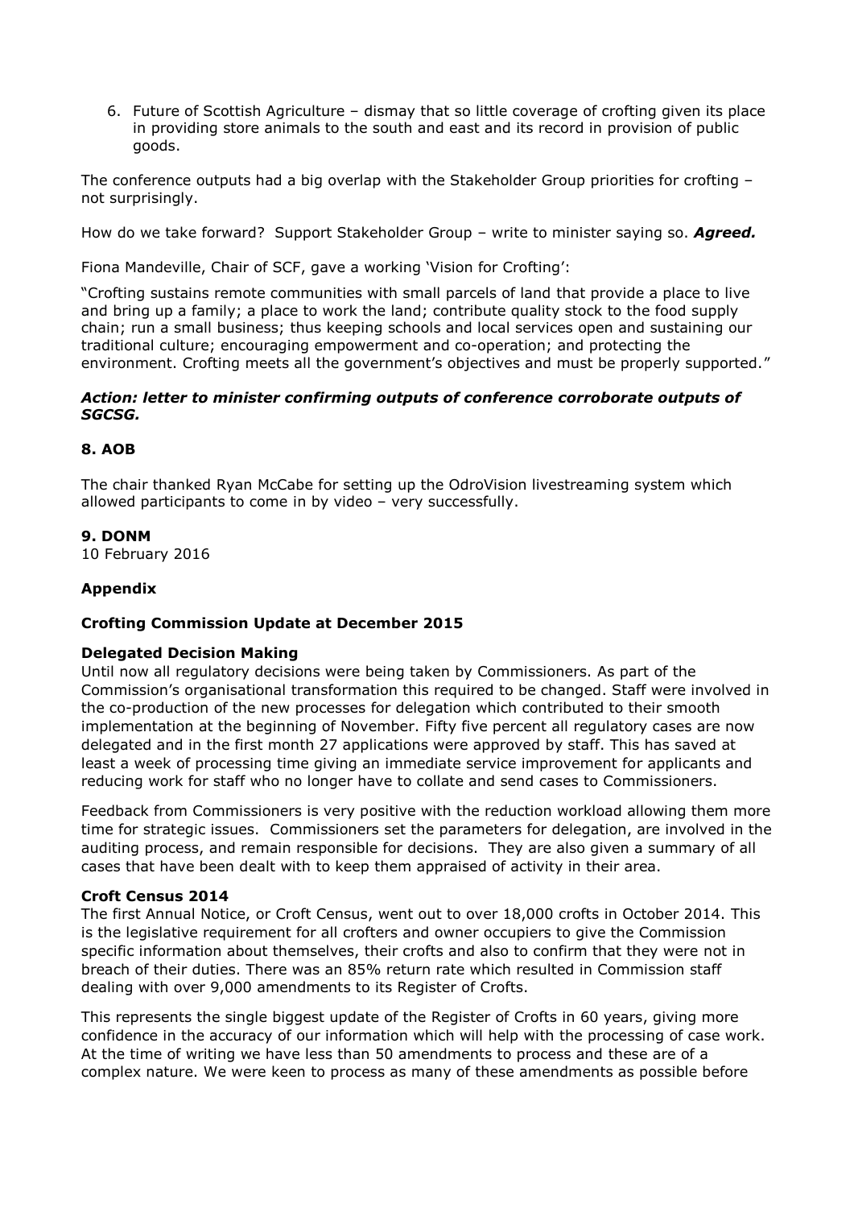6. Future of Scottish Agriculture – dismay that so little coverage of crofting given its place in providing store animals to the south and east and its record in provision of public goods.

The conference outputs had a big overlap with the Stakeholder Group priorities for crofting – not surprisingly.

How do we take forward? Support Stakeholder Group – write to minister saying so. ***Agreed.***

Fiona Mandeville, Chair of SCF, gave a working 'Vision for Crofting':

"Crofting sustains remote communities with small parcels of land that provide a place to live and bring up a family; a place to work the land; contribute quality stock to the food supply chain; run a small business; thus keeping schools and local services open and sustaining our traditional culture; encouraging empowerment and co-operation; and protecting the environment. Crofting meets all the government's objectives and must be properly supported."

***Action: letter to minister confirming outputs of conference corroborate outputs of SGCSG.***

### 8. AOB

The chair thanked Ryan McCabe for setting up the OdroVision livestreaming system which allowed participants to come in by video – very successfully.

### 9. DONM

10 February 2016

## Appendix

### Crofting Commission Update at December 2015

**Delegated Decision Making**

Until now all regulatory decisions were being taken by Commissioners. As part of the Commission's organisational transformation this required to be changed. Staff were involved in the co-production of the new processes for delegation which contributed to their smooth implementation at the beginning of November. Fifty five percent all regulatory cases are now delegated and in the first month 27 applications were approved by staff. This has saved at least a week of processing time giving an immediate service improvement for applicants and reducing work for staff who no longer have to collate and send cases to Commissioners.

Feedback from Commissioners is very positive with the reduction workload allowing them more time for strategic issues. Commissioners set the parameters for delegation, are involved in the auditing process, and remain responsible for decisions. They are also given a summary of all cases that have been dealt with to keep them appraised of activity in their area.

**Croft Census 2014**

The first Annual Notice, or Croft Census, went out to over 18,000 crofts in October 2014. This is the legislative requirement for all crofters and owner occupiers to give the Commission specific information about themselves, their crofts and also to confirm that they were not in breach of their duties. There was an 85% return rate which resulted in Commission staff dealing with over 9,000 amendments to its Register of Crofts.

This represents the single biggest update of the Register of Crofts in 60 years, giving more confidence in the accuracy of our information which will help with the processing of case work. At the time of writing we have less than 50 amendments to process and these are of a complex nature. We were keen to process as many of these amendments as possible before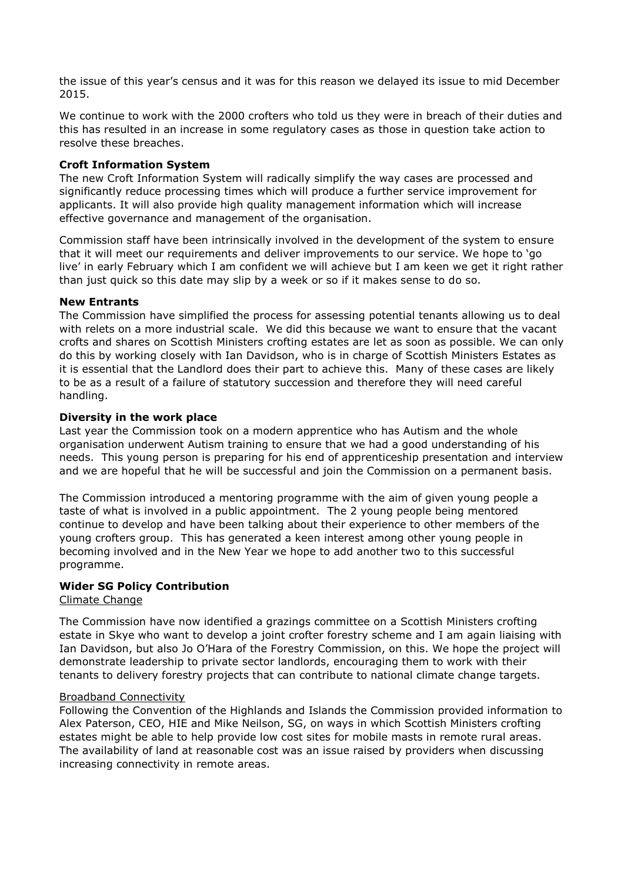the issue of this year's census and it was for this reason we delayed its issue to mid December 2015.

We continue to work with the 2000 crofters who told us they were in breach of their duties and this has resulted in an increase in some regulatory cases as those in question take action to resolve these breaches.

**Croft Information System**

The new Croft Information System will radically simplify the way cases are processed and significantly reduce processing times which will produce a further service improvement for applicants. It will also provide high quality management information which will increase effective governance and management of the organisation.

Commission staff have been intrinsically involved in the development of the system to ensure that it will meet our requirements and deliver improvements to our service. We hope to 'go live' in early February which I am confident we will achieve but I am keen we get it right rather than just quick so this date may slip by a week or so if it makes sense to do so.

**New Entrants**

The Commission have simplified the process for assessing potential tenants allowing us to deal with relets on a more industrial scale. We did this because we want to ensure that the vacant crofts and shares on Scottish Ministers crofting estates are let as soon as possible. We can only do this by working closely with Ian Davidson, who is in charge of Scottish Ministers Estates as it is essential that the Landlord does their part to achieve this. Many of these cases are likely to be as a result of a failure of statutory succession and therefore they will need careful handling.

**Diversity in the work place**

Last year the Commission took on a modern apprentice who has Autism and the whole organisation underwent Autism training to ensure that we had a good understanding of his needs. This young person is preparing for his end of apprenticeship presentation and interview and we are hopeful that he will be successful and join the Commission on a permanent basis.

The Commission introduced a mentoring programme with the aim of given young people a taste of what is involved in a public appointment. The 2 young people being mentored continue to develop and have been talking about their experience to other members of the young crofters group. This has generated a keen interest among other young people in becoming involved and in the New Year we hope to add another two to this successful programme.

**Wider SG Policy Contribution**

<u>Climate Change</u>

The Commission have now identified a grazings committee on a Scottish Ministers crofting estate in Skye who want to develop a joint crofter forestry scheme and I am again liaising with Ian Davidson, but also Jo O'Hara of the Forestry Commission, on this. We hope the project will demonstrate leadership to private sector landlords, encouraging them to work with their tenants to delivery forestry projects that can contribute to national climate change targets.

<u>Broadband Connectivity</u>

Following the Convention of the Highlands and Islands the Commission provided information to Alex Paterson, CEO, HIE and Mike Neilson, SG, on ways in which Scottish Ministers crofting estates might be able to help provide low cost sites for mobile masts in remote rural areas. The availability of land at reasonable cost was an issue raised by providers when discussing increasing connectivity in remote areas.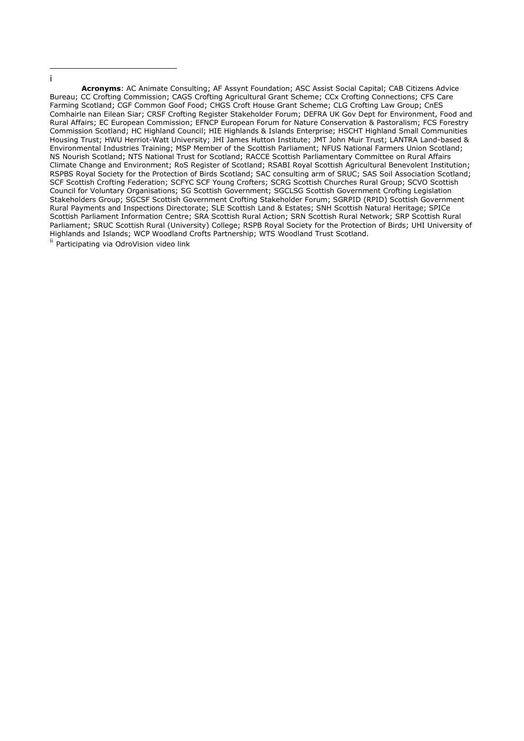---

[i] **Acronyms**: AC Animate Consulting; AF Assynt Foundation; ASC Assist Social Capital; CAB Citizens Advice Bureau; CC Crofting Commission; CAGS Crofting Agricultural Grant Scheme; CCx Crofting Connections; CFS Care Farming Scotland; CGF Common Goof Food; CHGS Croft House Grant Scheme; CLG Crofting Law Group; CnES Comhairle nan Eilean Siar; CRSF Crofting Register Stakeholder Forum; DEFRA UK Gov Dept for Environment, Food and Rural Affairs; EC European Commission; EFNCP European Forum for Nature Conservation & Pastoralism; FCS Forestry Commission Scotland; HC Highland Council; HIE Highlands & Islands Enterprise; HSCHT Highland Small Communities Housing Trust; HWU Herriot-Watt University; JHI James Hutton Institute; JMT John Muir Trust; LANTRA Land-based & Environmental Industries Training; MSP Member of the Scottish Parliament; NFUS National Farmers Union Scotland; NS Nourish Scotland; NTS National Trust for Scotland; RACCE Scottish Parliamentary Committee on Rural Affairs Climate Change and Environment; RoS Register of Scotland; RSABI Royal Scottish Agricultural Benevolent Institution; RSPBS Royal Society for the Protection of Birds Scotland; SAC consulting arm of SRUC; SAS Soil Association Scotland; SCF Scottish Crofting Federation; SCFYC SCF Young Crofters; SCRG Scottish Churches Rural Group; SCVO Scottish Council for Voluntary Organisations; SG Scottish Government; SGCLSG Scottish Government Crofting Legislation Stakeholders Group; SGCSF Scottish Government Crofting Stakeholder Forum; SGRPID (RPID) Scottish Government Rural Payments and Inspections Directorate; SLE Scottish Land & Estates; SNH Scottish Natural Heritage; SPICe Scottish Parliament Information Centre; SRA Scottish Rural Action; SRN Scottish Rural Network; SRP Scottish Rural Parliament; SRUC Scottish Rural (University) College; RSPB Royal Society for the Protection of Birds; UHI University of Highlands and Islands; WCP Woodland Crofts Partnership; WTS Woodland Trust Scotland.

[ii] Participating via OdroVision video link